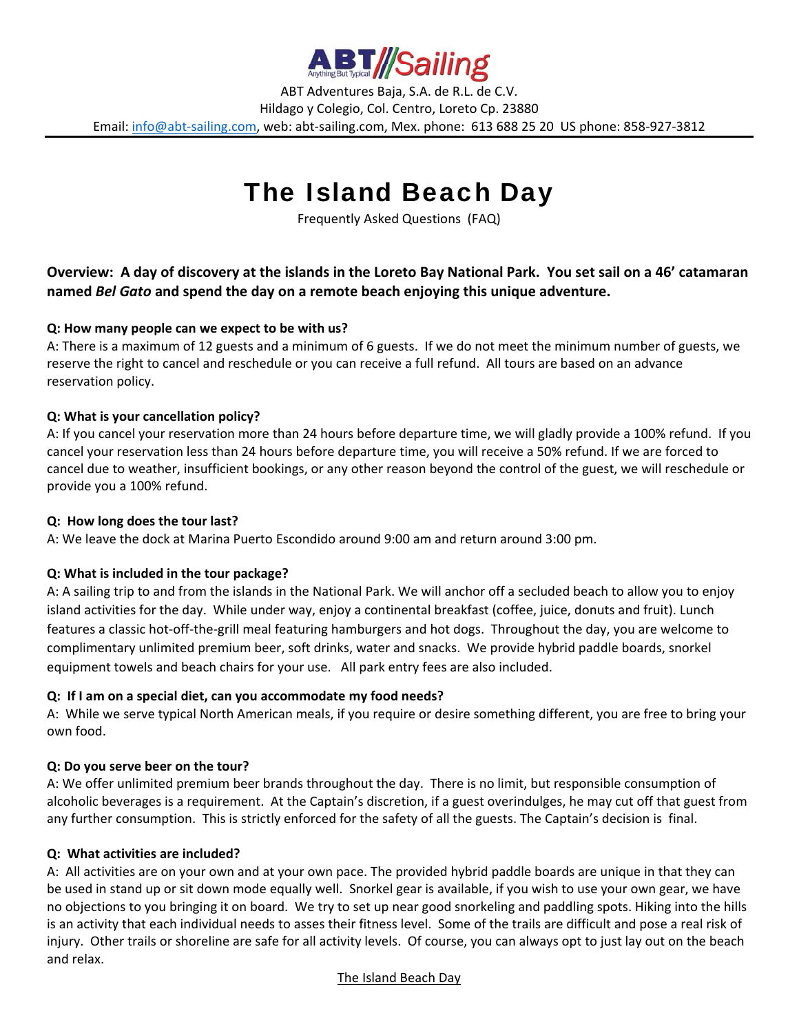ABT Adventures Baja, S.A. de R.L. de C.V.
Hildago y Colegio, Col. Centro, Loreto Cp. 23880
Email: info@abt-sailing.com, web: abt-sailing.com, Mex. phone: 613 688 25 20 US phone: 858-927-3812

# The Island Beach Day

Frequently Asked Questions (FAQ)

**Overview: A day of discovery at the islands in the Loreto Bay National Park. You set sail on a 46' catamaran named *Bel Gato* and spend the day on a remote beach enjoying this unique adventure.**

**Q: How many people can we expect to be with us?**
A: There is a maximum of 12 guests and a minimum of 6 guests. If we do not meet the minimum number of guests, we reserve the right to cancel and reschedule or you can receive a full refund. All tours are based on an advance reservation policy.

**Q: What is your cancellation policy?**
A: If you cancel your reservation more than 24 hours before departure time, we will gladly provide a 100% refund. If you cancel your reservation less than 24 hours before departure time, you will receive a 50% refund. If we are forced to cancel due to weather, insufficient bookings, or any other reason beyond the control of the guest, we will reschedule or provide you a 100% refund.

**Q: How long does the tour last?**
A: We leave the dock at Marina Puerto Escondido around 9:00 am and return around 3:00 pm.

**Q: What is included in the tour package?**
A: A sailing trip to and from the islands in the National Park. We will anchor off a secluded beach to allow you to enjoy island activities for the day. While under way, enjoy a continental breakfast (coffee, juice, donuts and fruit). Lunch features a classic hot-off-the-grill meal featuring hamburgers and hot dogs. Throughout the day, you are welcome to complimentary unlimited premium beer, soft drinks, water and snacks. We provide hybrid paddle boards, snorkel equipment towels and beach chairs for your use. All park entry fees are also included.

**Q: If I am on a special diet, can you accommodate my food needs?**
A: While we serve typical North American meals, if you require or desire something different, you are free to bring your own food.

**Q: Do you serve beer on the tour?**
A: We offer unlimited premium beer brands throughout the day. There is no limit, but responsible consumption of alcoholic beverages is a requirement. At the Captain's discretion, if a guest overindulges, he may cut off that guest from any further consumption. This is strictly enforced for the safety of all the guests. The Captain's decision is final.

**Q: What activities are included?**
A: All activities are on your own and at your own pace. The provided hybrid paddle boards are unique in that they can be used in stand up or sit down mode equally well. Snorkel gear is available, if you wish to use your own gear, we have no objections to you bringing it on board. We try to set up near good snorkeling and paddling spots. Hiking into the hills is an activity that each individual needs to asses their fitness level. Some of the trails are difficult and pose a real risk of injury. Other trails or shoreline are safe for all activity levels. Of course, you can always opt to just lay out on the beach and relax.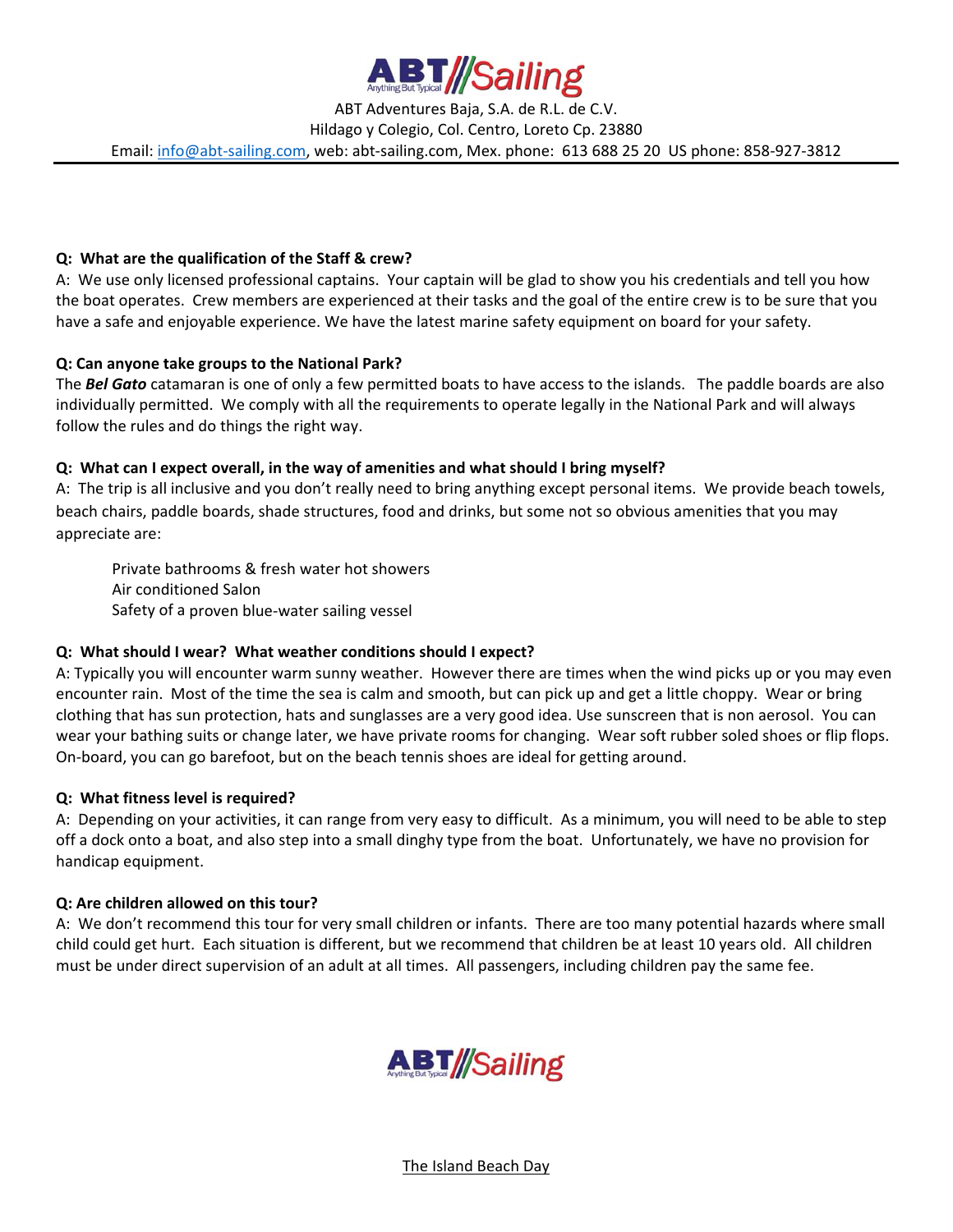ABT Adventures Baja, S.A. de R.L. de C.V.
Hildago y Colegio, Col. Centro, Loreto Cp. 23880
Email: info@abt-sailing.com, web: abt-sailing.com, Mex. phone: 613 688 25 20 US phone: 858-927-3812

---

**Q: What are the qualification of the Staff & crew?**
A: We use only licensed professional captains. Your captain will be glad to show you his credentials and tell you how the boat operates. Crew members are experienced at their tasks and the goal of the entire crew is to be sure that you have a safe and enjoyable experience. We have the latest marine safety equipment on board for your safety.

**Q: Can anyone take groups to the National Park?**
The ***Bel Gato*** catamaran is one of only a few permitted boats to have access to the islands. The paddle boards are also individually permitted. We comply with all the requirements to operate legally in the National Park and will always follow the rules and do things the right way.

**Q: What can I expect overall, in the way of amenities and what should I bring myself?**
A: The trip is all inclusive and you don't really need to bring anything except personal items. We provide beach towels, beach chairs, paddle boards, shade structures, food and drinks, but some not so obvious amenities that you may appreciate are:

Private bathrooms & fresh water hot showers
Air conditioned Salon
Safety of a proven blue-water sailing vessel

**Q: What should I wear? What weather conditions should I expect?**
A: Typically you will encounter warm sunny weather. However there are times when the wind picks up or you may even encounter rain. Most of the time the sea is calm and smooth, but can pick up and get a little choppy. Wear or bring clothing that has sun protection, hats and sunglasses are a very good idea. Use sunscreen that is non aerosol. You can wear your bathing suits or change later, we have private rooms for changing. Wear soft rubber soled shoes or flip flops. On-board, you can go barefoot, but on the beach tennis shoes are ideal for getting around.

**Q: What fitness level is required?**
A: Depending on your activities, it can range from very easy to difficult. As a minimum, you will need to be able to step off a dock onto a boat, and also step into a small dinghy type from the boat. Unfortunately, we have no provision for handicap equipment.

**Q: Are children allowed on this tour?**
A: We don't recommend this tour for very small children or infants. There are too many potential hazards where small child could get hurt. Each situation is different, but we recommend that children be at least 10 years old. All children must be under direct supervision of an adult at all times. All passengers, including children pay the same fee.

The Island Beach Day